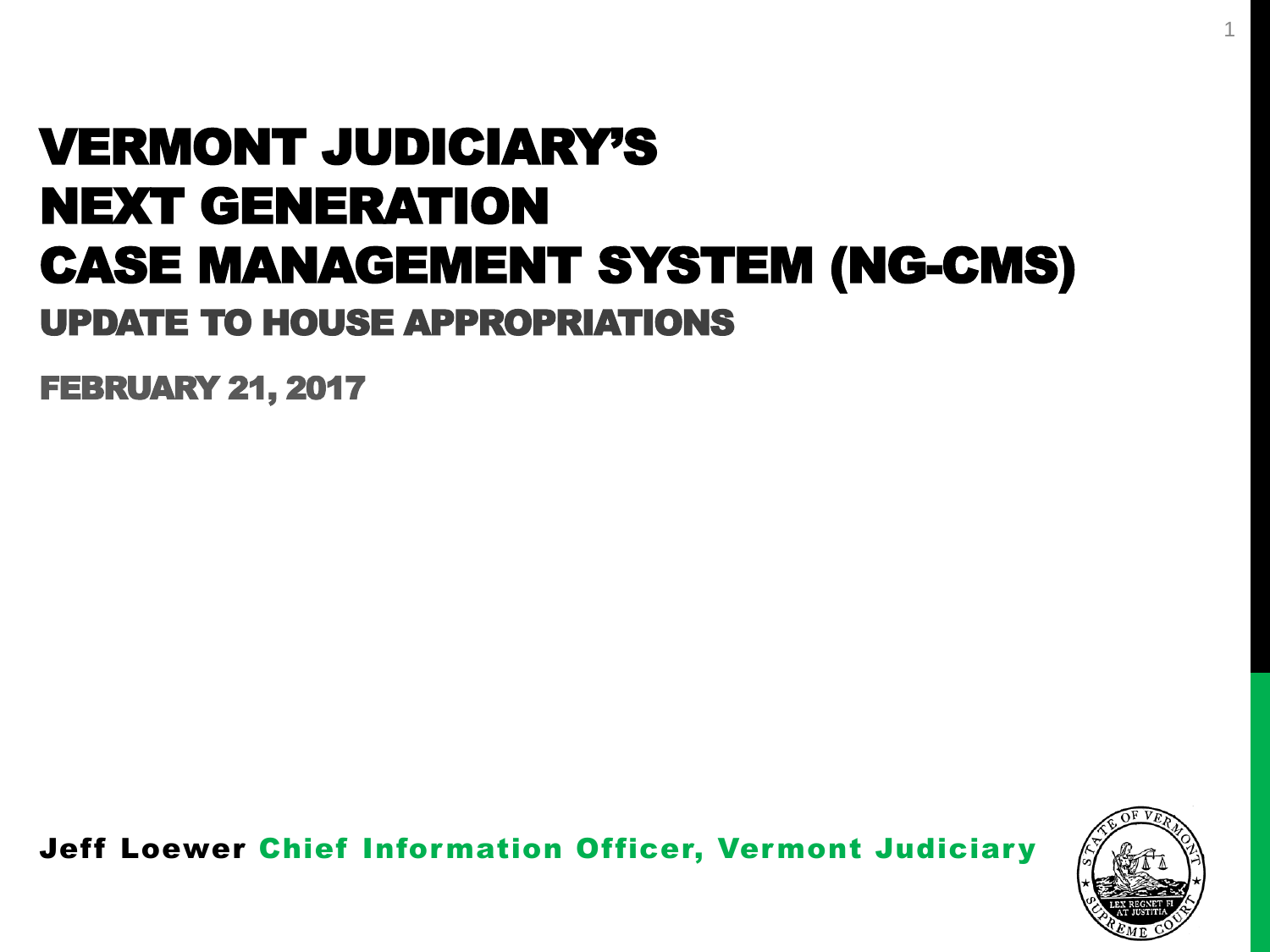# VERMONT JUDICIARY'S NEXT GENERATION CASE MANAGEMENT SYSTEM (NG-CMS)

## UPDATE TO HOUSE APPROPRIATIONS

FEBRUARY 21, 2017

**Jeff Loewer** Chief Information Officer, Vermont Judiciary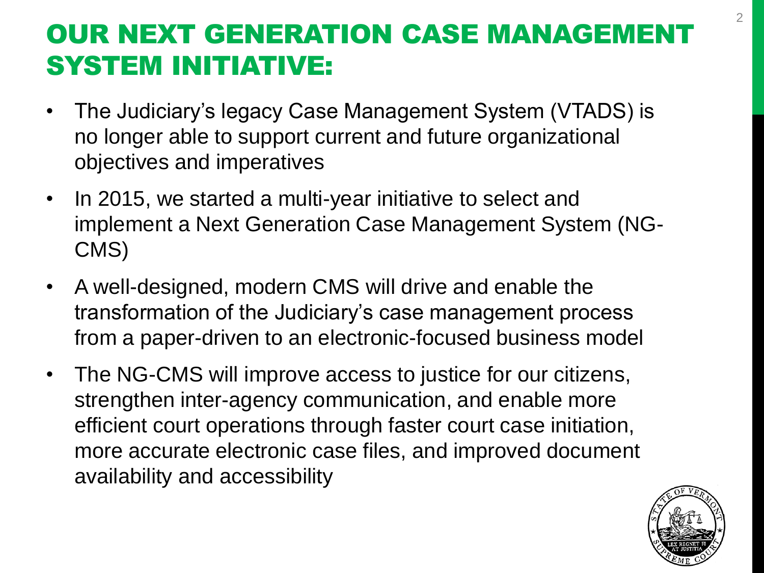# OUR NEXT GENERATION CASE MANAGEMENT SYSTEM INITIATIVE:

- The Judiciary's legacy Case Management System (VTADS) is no longer able to support current and future organizational objectives and imperatives
- In 2015, we started a multi-year initiative to select and implement a Next Generation Case Management System (NG-CMS)
- A well-designed, modern CMS will drive and enable the transformation of the Judiciary's case management process from a paper-driven to an electronic-focused business model
- The NG-CMS will improve access to justice for our citizens, strengthen inter-agency communication, and enable more efficient court operations through faster court case initiation, more accurate electronic case files, and improved document availability and accessibility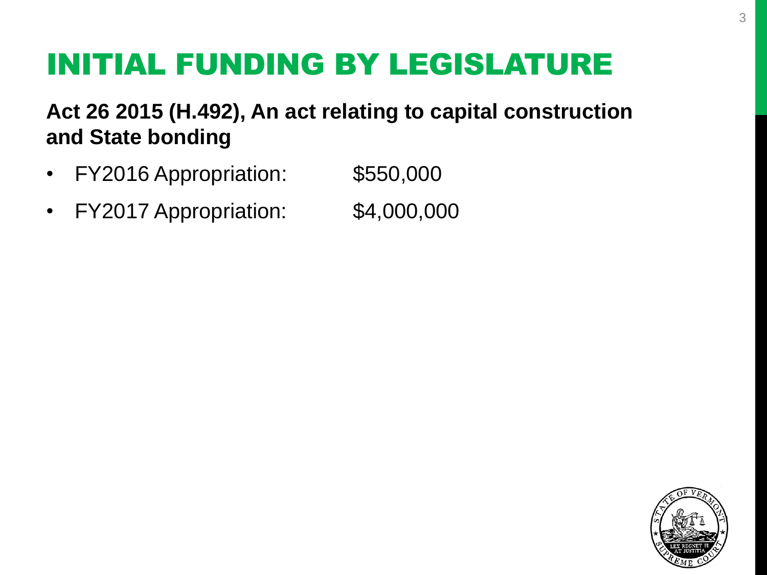# INITIAL FUNDING BY LEGISLATURE

**Act 26 2015 (H.492), An act relating to capital construction and State bonding**

- FY2016 Appropriation: $550,000
- FY2017 Appropriation: $4,000,000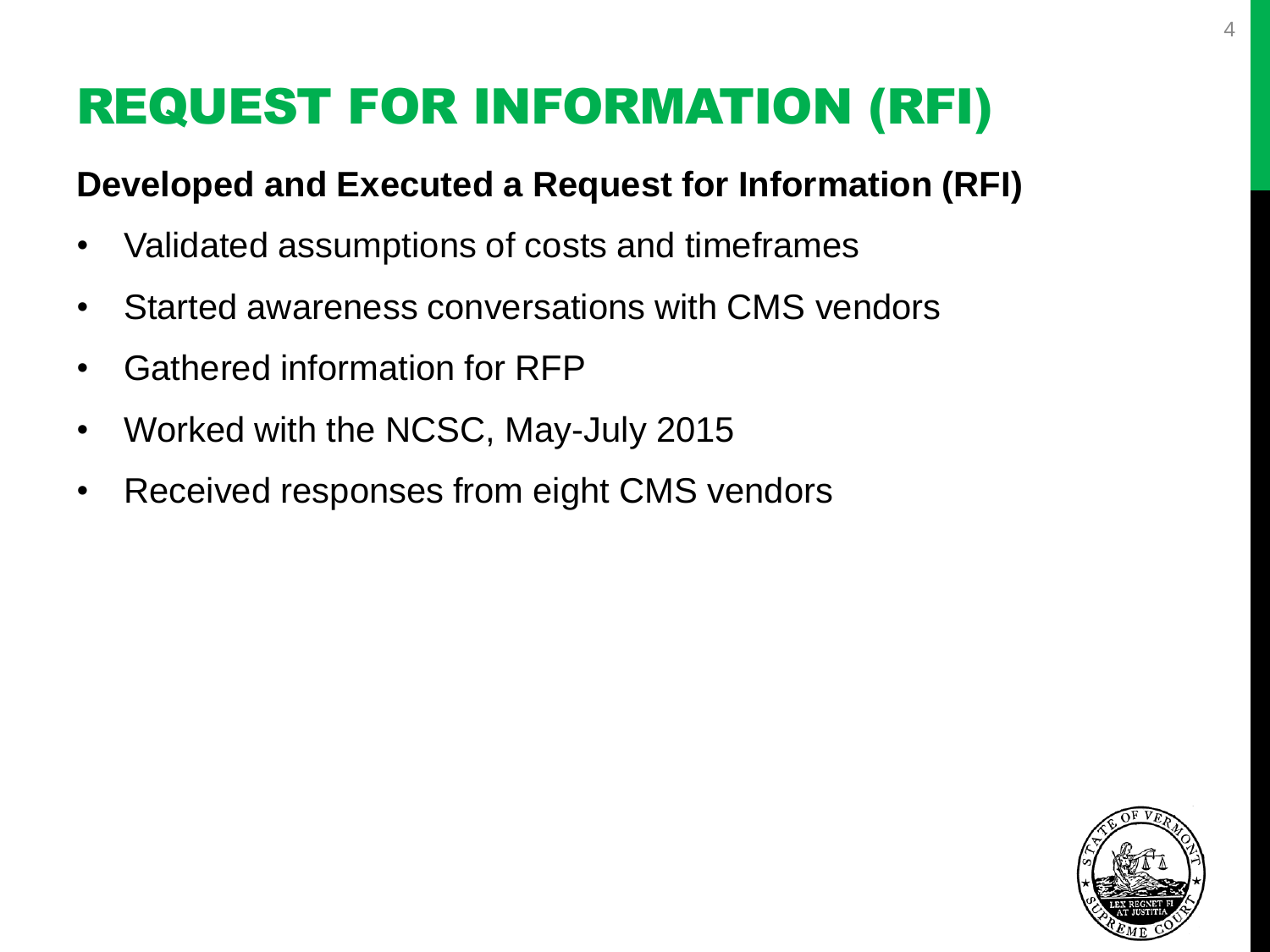# REQUEST FOR INFORMATION (RFI)

**Developed and Executed a Request for Information (RFI)**

- Validated assumptions of costs and timeframes
- Started awareness conversations with CMS vendors
- Gathered information for RFP
- Worked with the NCSC, May-July 2015
- Received responses from eight CMS vendors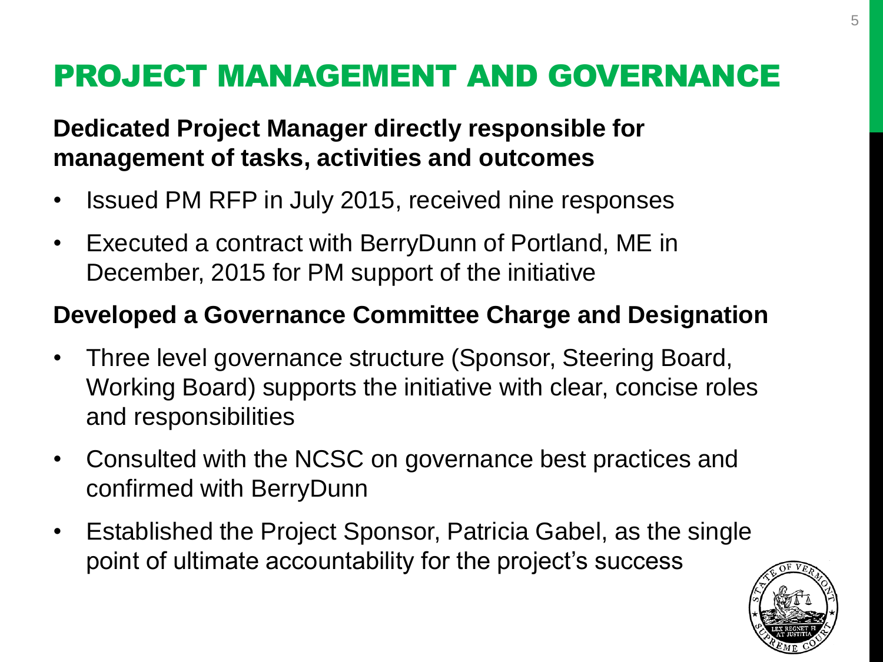# PROJECT MANAGEMENT AND GOVERNANCE

**Dedicated Project Manager directly responsible for management of tasks, activities and outcomes**

- Issued PM RFP in July 2015, received nine responses
- Executed a contract with BerryDunn of Portland, ME in December, 2015 for PM support of the initiative

**Developed a Governance Committee Charge and Designation**

- Three level governance structure (Sponsor, Steering Board, Working Board) supports the initiative with clear, concise roles and responsibilities
- Consulted with the NCSC on governance best practices and confirmed with BerryDunn
- Established the Project Sponsor, Patricia Gabel, as the single point of ultimate accountability for the project's success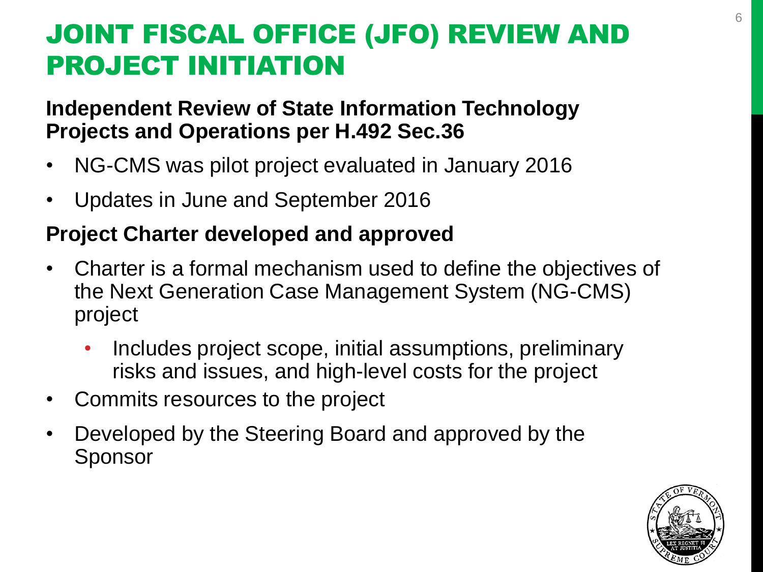# JOINT FISCAL OFFICE (JFO) REVIEW AND PROJECT INITIATION

**Independent Review of State Information Technology Projects and Operations per H.492 Sec.36**

- NG-CMS was pilot project evaluated in January 2016
- Updates in June and September 2016

**Project Charter developed and approved**

- Charter is a formal mechanism used to define the objectives of the Next Generation Case Management System (NG-CMS) project
  - Includes project scope, initial assumptions, preliminary risks and issues, and high-level costs for the project
- Commits resources to the project
- Developed by the Steering Board and approved by the Sponsor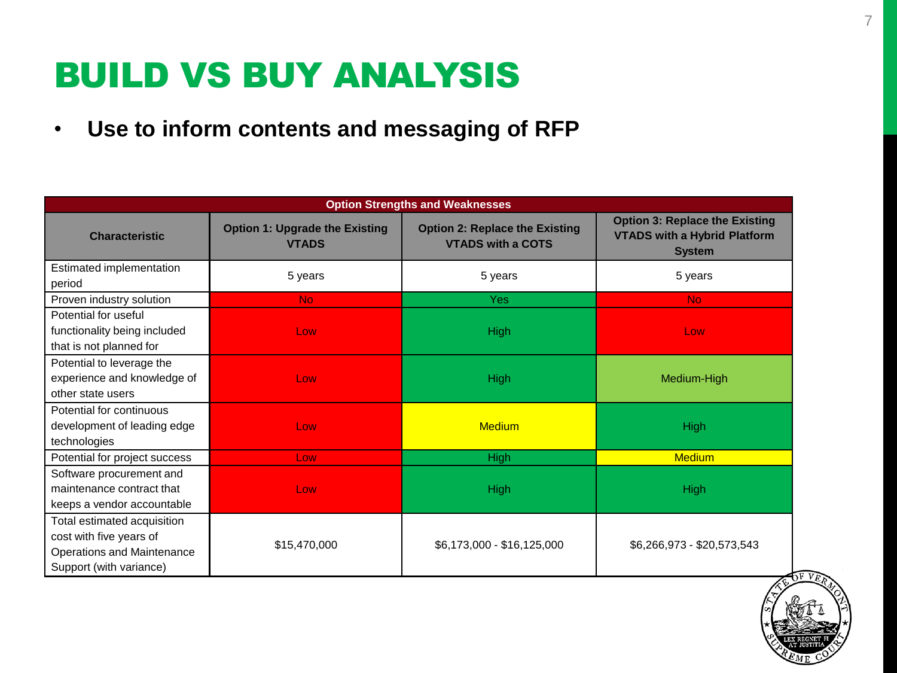# BUILD VS BUY ANALYSIS

- **Use to inform contents and messaging of RFP**

| Option Strengths and Weaknesses | | | |
|---|---|---|---|
| **Characteristic** | **Option 1: Upgrade the Existing VTADS** | **Option 2: Replace the Existing VTADS with a COTS** | **Option 3: Replace the Existing VTADS with a Hybrid Platform System** |
| Estimated implementation period | 5 years | 5 years | 5 years |
| Proven industry solution | No | Yes | No |
| Potential for useful functionality being included that is not planned for | Low | High | Low |
| Potential to leverage the experience and knowledge of other state users | Low | High | Medium-High |
| Potential for continuous development of leading edge technologies | Low | Medium | High |
| Potential for project success | Low | High | Medium |
| Software procurement and maintenance contract that keeps a vendor accountable | Low | High | High |
| Total estimated acquisition cost with five years of Operations and Maintenance Support (with variance) | $15,470,000 | $6,173,000 - $16,125,000 | $6,266,973 - $20,573,543 |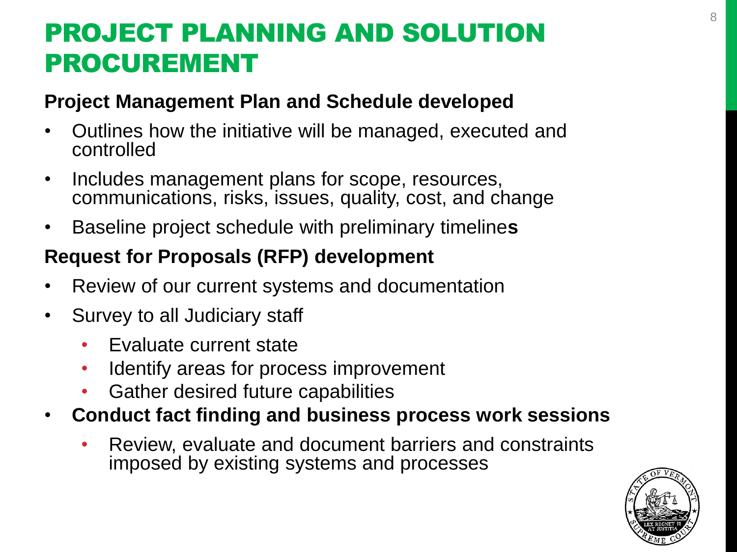# PROJECT PLANNING AND SOLUTION PROCUREMENT

**Project Management Plan and Schedule developed**

- Outlines how the initiative will be managed, executed and controlled
- Includes management plans for scope, resources, communications, risks, issues, quality, cost, and change
- Baseline project schedule with preliminary timelines

**Request for Proposals (RFP) development**

- Review of our current systems and documentation
- Survey to all Judiciary staff
  - Evaluate current state
  - Identify areas for process improvement
  - Gather desired future capabilities
- **Conduct fact finding and business process work sessions**
  - Review, evaluate and document barriers and constraints imposed by existing systems and processes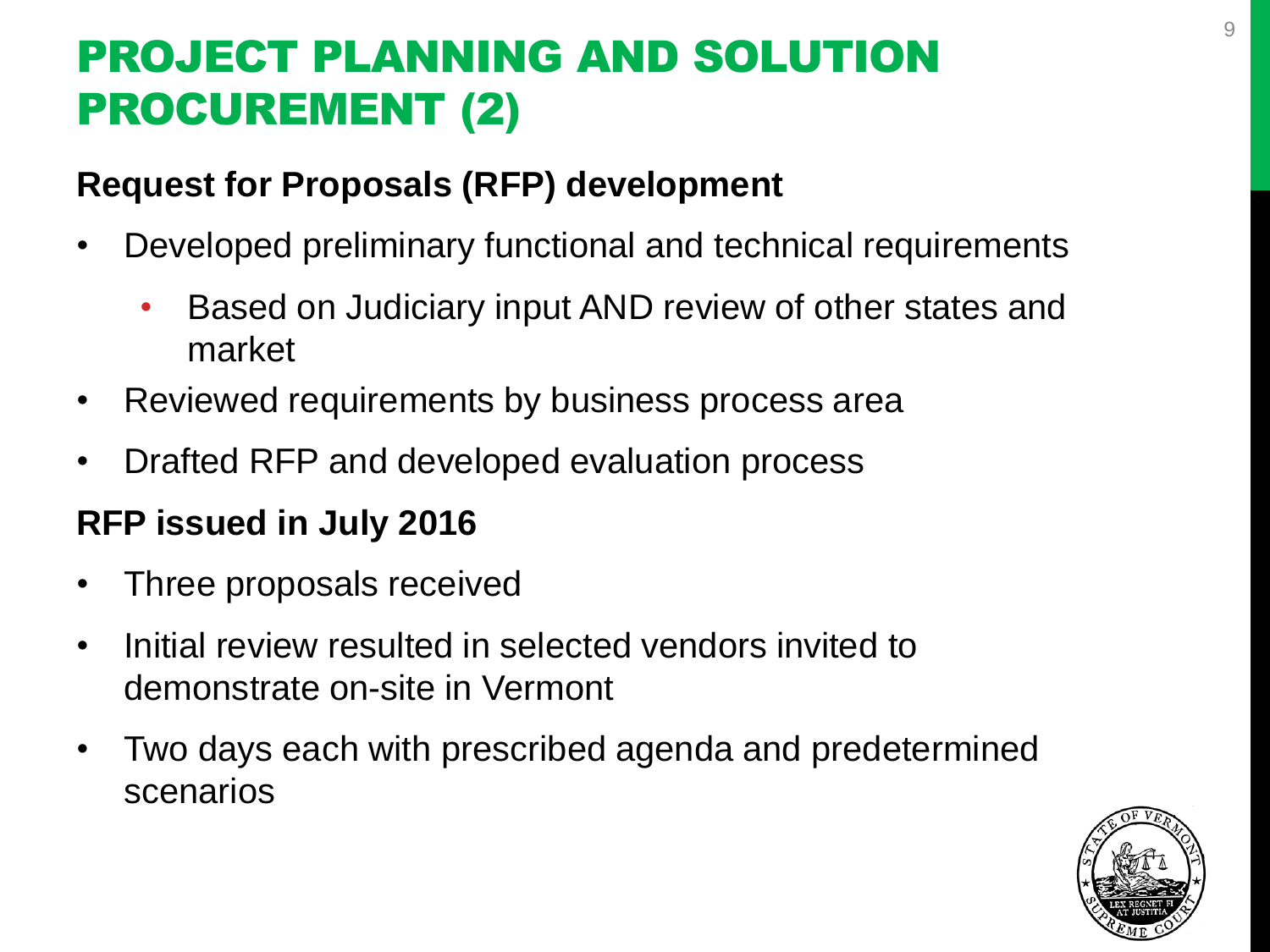# PROJECT PLANNING AND SOLUTION PROCUREMENT (2)

**Request for Proposals (RFP) development**

- Developed preliminary functional and technical requirements
  - Based on Judiciary input AND review of other states and market
- Reviewed requirements by business process area
- Drafted RFP and developed evaluation process

**RFP issued in July 2016**

- Three proposals received
- Initial review resulted in selected vendors invited to demonstrate on-site in Vermont
- Two days each with prescribed agenda and predetermined scenarios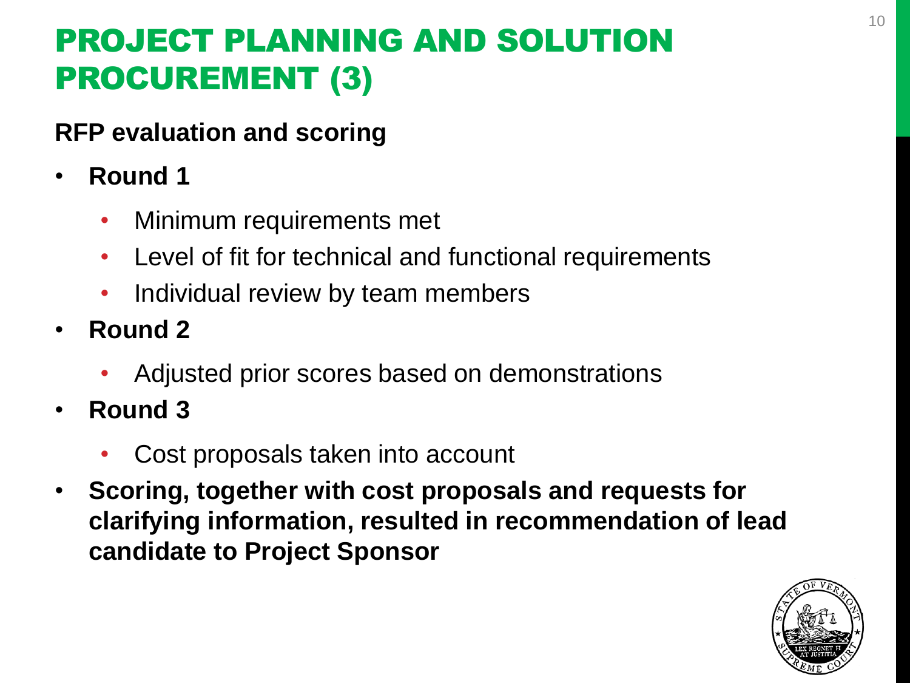# PROJECT PLANNING AND SOLUTION PROCUREMENT (3)

**RFP evaluation and scoring**

- **Round 1**
  - Minimum requirements met
  - Level of fit for technical and functional requirements
  - Individual review by team members
- **Round 2**
  - Adjusted prior scores based on demonstrations
- **Round 3**
  - Cost proposals taken into account
- **Scoring, together with cost proposals and requests for clarifying information, resulted in recommendation of lead candidate to Project Sponsor**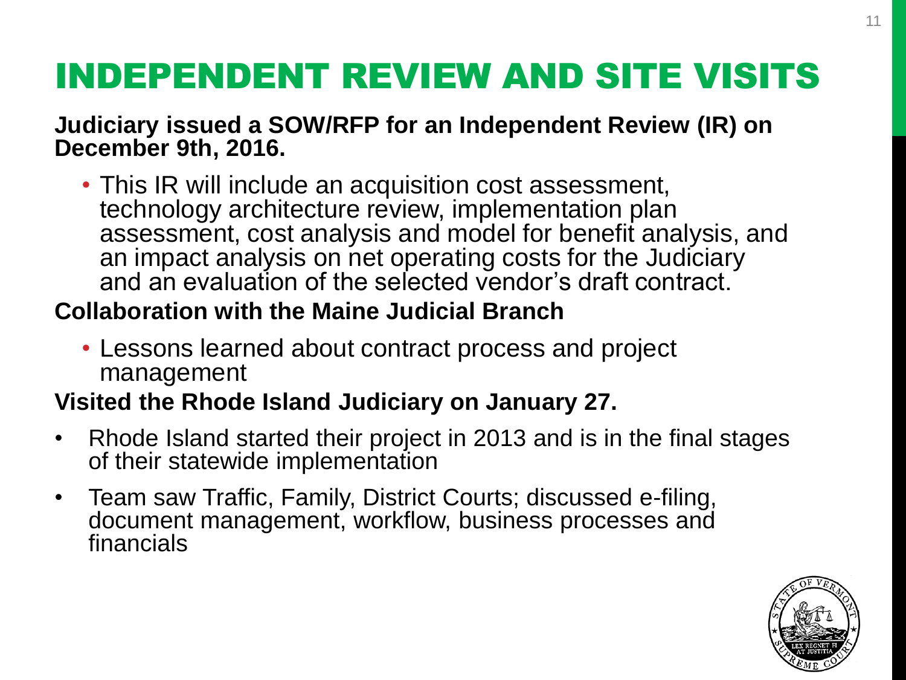# INDEPENDENT REVIEW AND SITE VISITS

**Judiciary issued a SOW/RFP for an Independent Review (IR) on December 9th, 2016.**

- This IR will include an acquisition cost assessment, technology architecture review, implementation plan assessment, cost analysis and model for benefit analysis, and an impact analysis on net operating costs for the Judiciary and an evaluation of the selected vendor's draft contract.

**Collaboration with the Maine Judicial Branch**

- Lessons learned about contract process and project management

**Visited the Rhode Island Judiciary on January 27.**

- Rhode Island started their project in 2013 and is in the final stages of their statewide implementation
- Team saw Traffic, Family, District Courts; discussed e-filing, document management, workflow, business processes and financials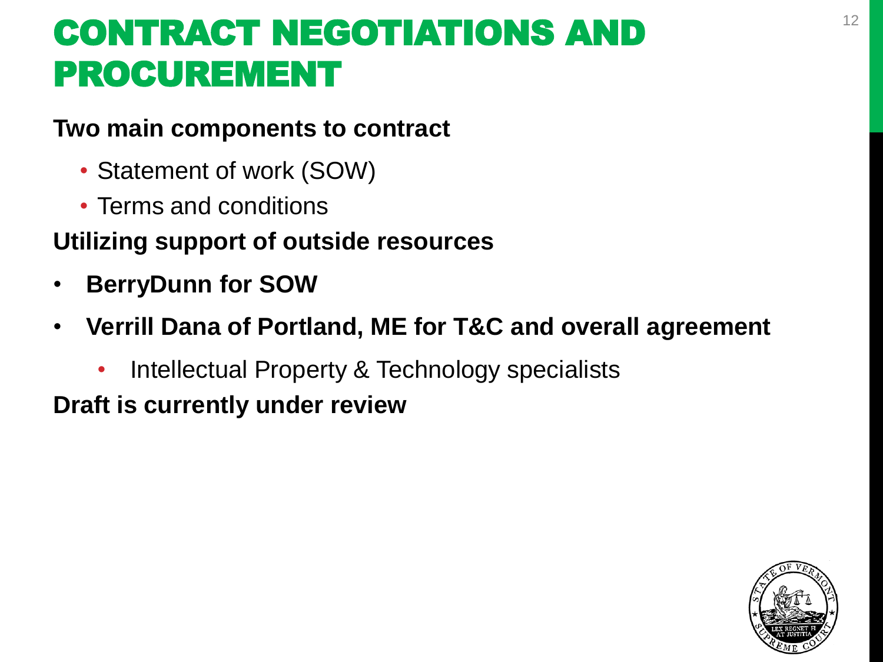# CONTRACT NEGOTIATIONS AND PROCUREMENT

**Two main components to contract**

- Statement of work (SOW)
- Terms and conditions

**Utilizing support of outside resources**

- **BerryDunn for SOW**
- **Verrill Dana of Portland, ME for T&C and overall agreement**
  - Intellectual Property & Technology specialists

**Draft is currently under review**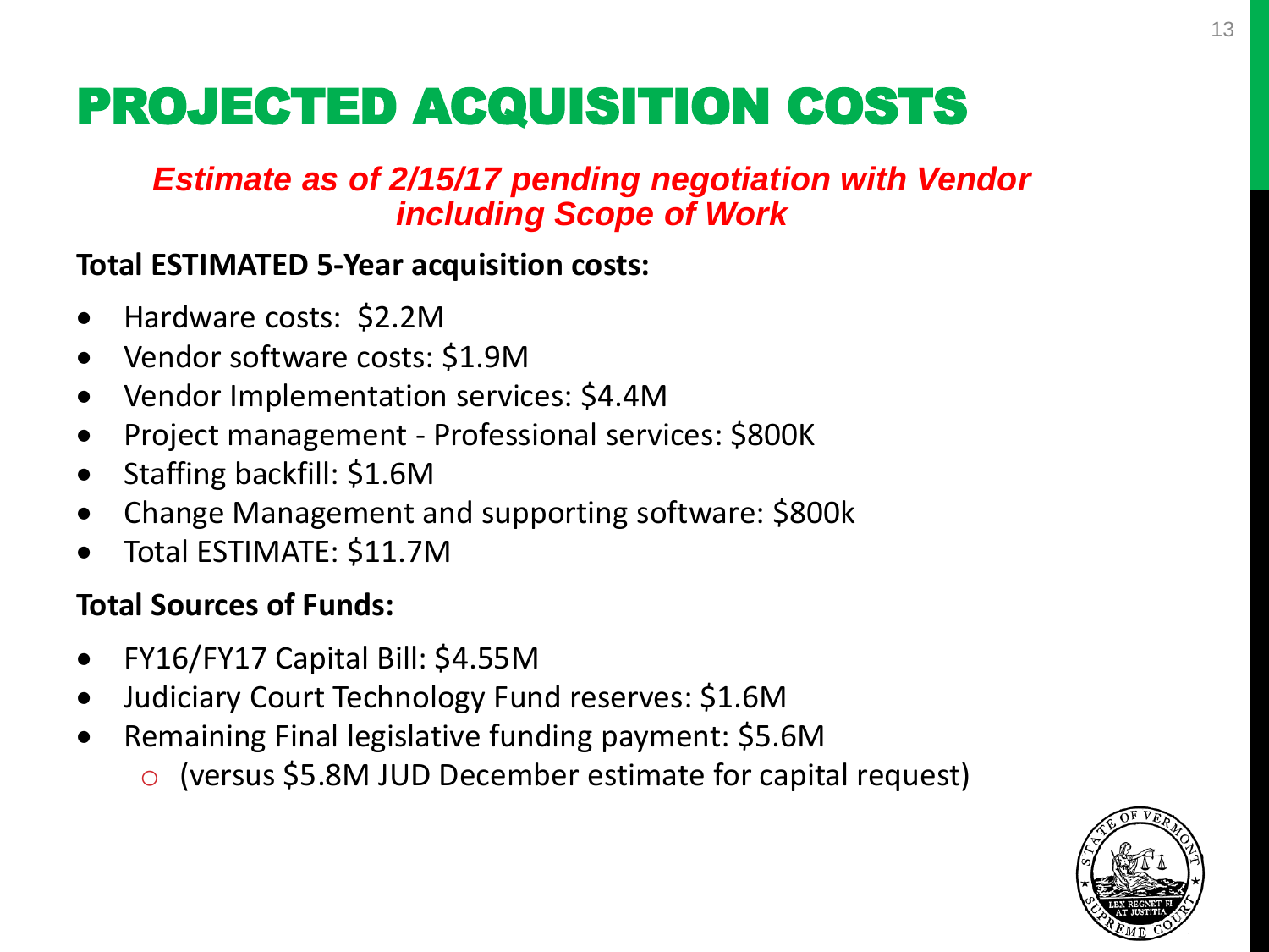# PROJECTED ACQUISITION COSTS

***Estimate as of 2/15/17 pending negotiation with Vendor including Scope of Work***

**Total ESTIMATED 5-Year acquisition costs:**

- Hardware costs: $2.2M
- Vendor software costs: $1.9M
- Vendor Implementation services: $4.4M
- Project management - Professional services: $800K
- Staffing backfill: $1.6M
- Change Management and supporting software: $800k
- Total ESTIMATE: $11.7M

**Total Sources of Funds:**

- FY16/FY17 Capital Bill: $4.55M
- Judiciary Court Technology Fund reserves: $1.6M
- Remaining Final legislative funding payment: $5.6M
  - (versus $5.8M JUD December estimate for capital request)